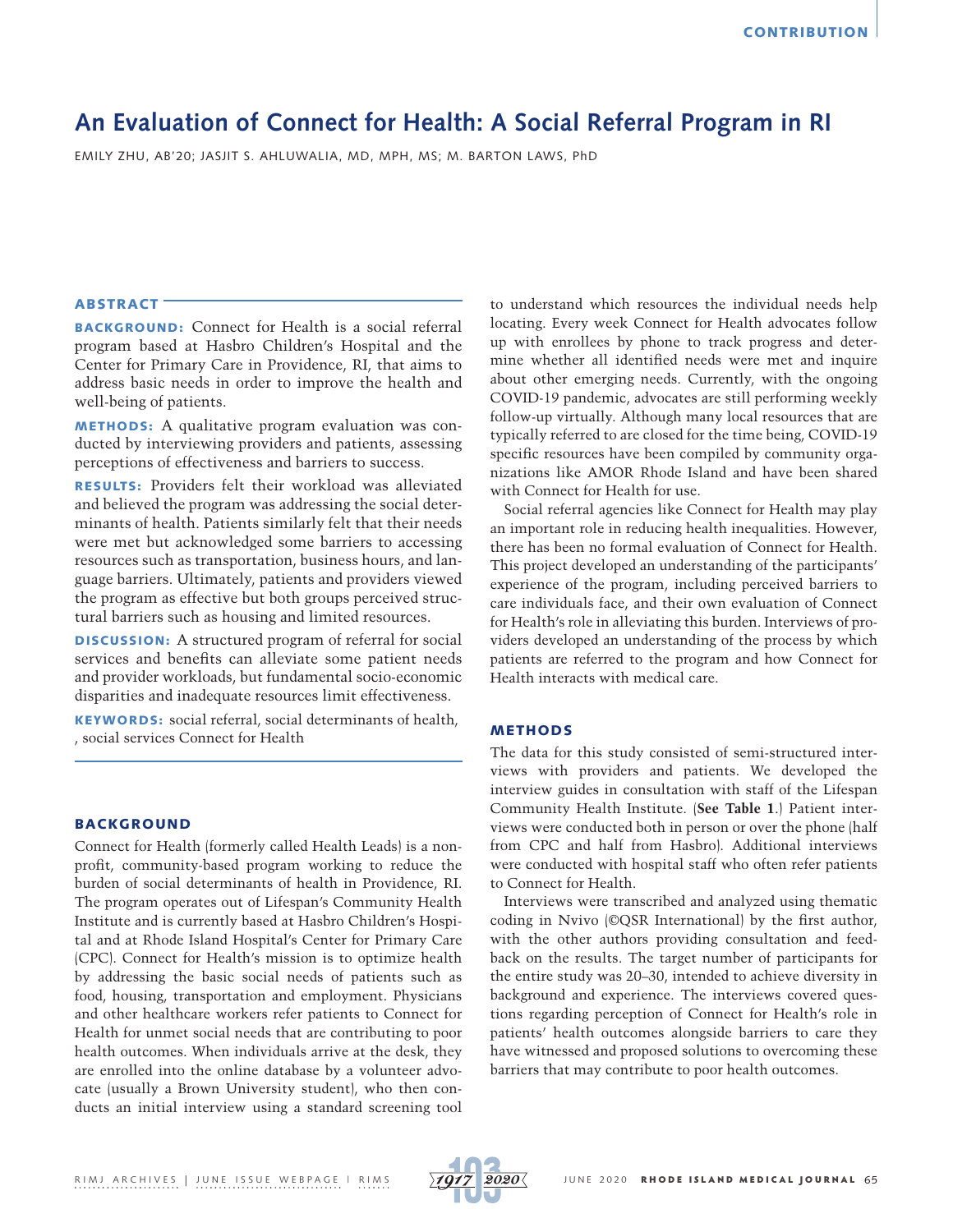# An Evaluation of Connect for Health: A Social Referral Program in RI

EMILY ZHU, AB'20; JASJIT S. AHLUWALIA, MD, MPH, MS; M. BARTON LAWS, PhD

## ABSTRACT

**BACKGROUND:** Connect for Health is a social referral program based at Hasbro Children's Hospital and the Center for Primary Care in Providence, RI, that aims to address basic needs in order to improve the health and well-being of patients.

**METHODS:** A qualitative program evaluation was conducted by interviewing providers and patients, assessing perceptions of effectiveness and barriers to success.

**RESULTS:** Providers felt their workload was alleviated and believed the program was addressing the social determinants of health. Patients similarly felt that their needs were met but acknowledged some barriers to accessing resources such as transportation, business hours, and language barriers. Ultimately, patients and providers viewed the program as effective but both groups perceived structural barriers such as housing and limited resources.

**DISCUSSION:** A structured program of referral for social services and benefits can alleviate some patient needs and provider workloads, but fundamental socio-economic disparities and inadequate resources limit effectiveness.

**KEYWORDS:** social referral, social determinants of health, , social services Connect for Health

## BACKGROUND

Connect for Health (formerly called Health Leads) is a nonprofit, community-based program working to reduce the burden of social determinants of health in Providence, RI. The program operates out of Lifespan's Community Health Institute and is currently based at Hasbro Children's Hospital and at Rhode Island Hospital's Center for Primary Care (CPC). Connect for Health's mission is to optimize health by addressing the basic social needs of patients such as food, housing, transportation and employment. Physicians and other healthcare workers refer patients to Connect for Health for unmet social needs that are contributing to poor health outcomes. When individuals arrive at the desk, they are enrolled into the online database by a volunteer advocate (usually a Brown University student), who then conducts an initial interview using a standard screening tool to understand which resources the individual needs help locating. Every week Connect for Health advocates follow up with enrollees by phone to track progress and determine whether all identified needs were met and inquire about other emerging needs. Currently, with the ongoing COVID-19 pandemic, advocates are still performing weekly follow-up virtually. Although many local resources that are typically referred to are closed for the time being, COVID-19 specific resources have been compiled by community organizations like AMOR Rhode Island and have been shared with Connect for Health for use.

Social referral agencies like Connect for Health may play an important role in reducing health inequalities. However, there has been no formal evaluation of Connect for Health. This project developed an understanding of the participants' experience of the program, including perceived barriers to care individuals face, and their own evaluation of Connect for Health's role in alleviating this burden. Interviews of providers developed an understanding of the process by which patients are referred to the program and how Connect for Health interacts with medical care.

## METHODS

The data for this study consisted of semi-structured interviews with providers and patients. We developed the interview guides in consultation with staff of the Lifespan Community Health Institute. (**See Table 1**.) Patient interviews were conducted both in person or over the phone (half from CPC and half from Hasbro). Additional interviews were conducted with hospital staff who often refer patients to Connect for Health.

Interviews were transcribed and analyzed using thematic coding in Nvivo (©QSR International) by the first author, with the other authors providing consultation and feedback on the results. The target number of participants for the entire study was 20–30, intended to achieve diversity in background and experience. The interviews covered questions regarding perception of Connect for Health's role in patients' health outcomes alongside barriers to care they have witnessed and proposed solutions to overcoming these barriers that may contribute to poor health outcomes.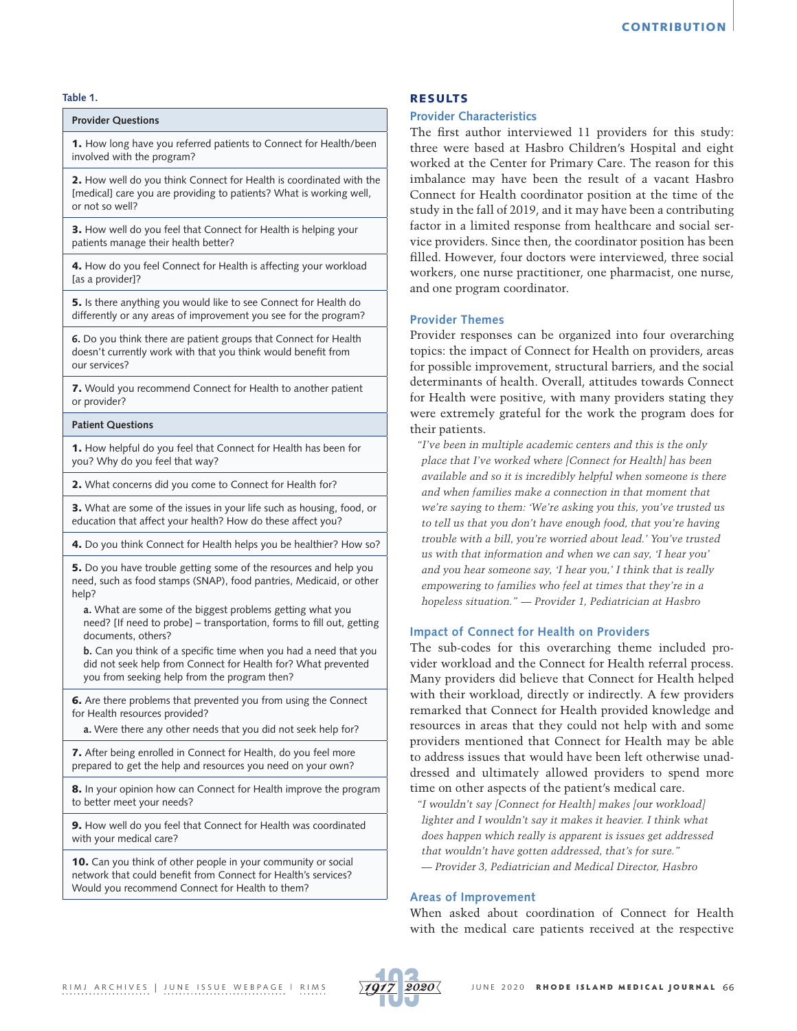**Table 1.**

| Provider Questions |
|---|
| **1.** How long have you referred patients to Connect for Health/been involved with the program? |
| **2.** How well do you think Connect for Health is coordinated with the [medical] care you are providing to patients? What is working well, or not so well? |
| **3.** How well do you feel that Connect for Health is helping your patients manage their health better? |
| **4.** How do you feel Connect for Health is affecting your workload [as a provider]? |
| **5.** Is there anything you would like to see Connect for Health do differently or any areas of improvement you see for the program? |
| **6.** Do you think there are patient groups that Connect for Health doesn't currently work with that you think would benefit from our services? |
| **7.** Would you recommend Connect for Health to another patient or provider? |
| **Patient Questions** |
| **1.** How helpful do you feel that Connect for Health has been for you? Why do you feel that way? |
| **2.** What concerns did you come to Connect for Health for? |
| **3.** What are some of the issues in your life such as housing, food, or education that affect your health? How do these affect you? |
| **4.** Do you think Connect for Health helps you be healthier? How so? |
| **5.** Do you have trouble getting some of the resources and help you need, such as food stamps (SNAP), food pantries, Medicaid, or other help? **a.** What are some of the biggest problems getting what you need? [If need to probe] – transportation, forms to fill out, getting documents, others? **b.** Can you think of a specific time when you had a need that you did not seek help from Connect for Health for? What prevented you from seeking help from the program then? |
| **6.** Are there problems that prevented you from using the Connect for Health resources provided? **a.** Were there any other needs that you did not seek help for? |
| **7.** After being enrolled in Connect for Health, do you feel more prepared to get the help and resources you need on your own? |
| **8.** In your opinion how can Connect for Health improve the program to better meet your needs? |
| **9.** How well do you feel that Connect for Health was coordinated with your medical care? |
| **10.** Can you think of other people in your community or social network that could benefit from Connect for Health's services? Would you recommend Connect for Health to them? |

## RESULTS

### Provider Characteristics

The first author interviewed 11 providers for this study: three were based at Hasbro Children's Hospital and eight worked at the Center for Primary Care. The reason for this imbalance may have been the result of a vacant Hasbro Connect for Health coordinator position at the time of the study in the fall of 2019, and it may have been a contributing factor in a limited response from healthcare and social service providers. Since then, the coordinator position has been filled. However, four doctors were interviewed, three social workers, one nurse practitioner, one pharmacist, one nurse, and one program coordinator.

### Provider Themes

Provider responses can be organized into four overarching topics: the impact of Connect for Health on providers, areas for possible improvement, structural barriers, and the social determinants of health. Overall, attitudes towards Connect for Health were positive, with many providers stating they were extremely grateful for the work the program does for their patients.

> *"I've been in multiple academic centers and this is the only place that I've worked where [Connect for Health] has been available and so it is incredibly helpful when someone is there and when families make a connection in that moment that we're saying to them: 'We're asking you this, you've trusted us to tell us that you don't have enough food, that you're having trouble with a bill, you're worried about lead.' You've trusted us with that information and when we can say, 'I hear you' and you hear someone say, 'I hear you,' I think that is really empowering to families who feel at times that they're in a hopeless situation." — Provider 1, Pediatrician at Hasbro*

### Impact of Connect for Health on Providers

The sub-codes for this overarching theme included provider workload and the Connect for Health referral process. Many providers did believe that Connect for Health helped with their workload, directly or indirectly. A few providers remarked that Connect for Health provided knowledge and resources in areas that they could not help with and some providers mentioned that Connect for Health may be able to address issues that would have been left otherwise unaddressed and ultimately allowed providers to spend more time on other aspects of the patient's medical care.

> *"I wouldn't say [Connect for Health] makes [our workload] lighter and I wouldn't say it makes it heavier. I think what does happen which really is apparent is issues get addressed that wouldn't have gotten addressed, that's for sure." — Provider 3, Pediatrician and Medical Director, Hasbro*

### Areas of Improvement

When asked about coordination of Connect for Health with the medical care patients received at the respective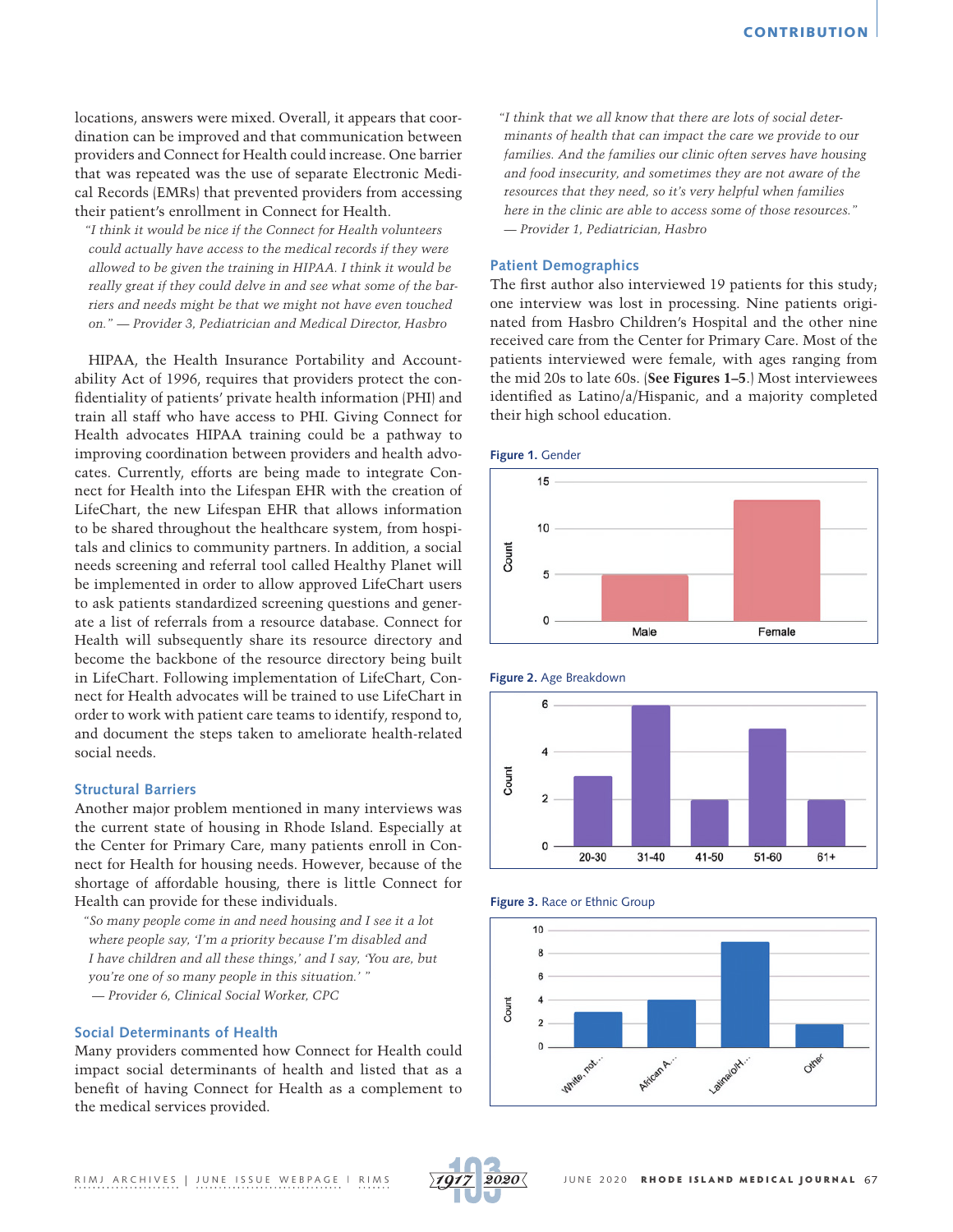locations, answers were mixed. Overall, it appears that coordination can be improved and that communication between providers and Connect for Health could increase. One barrier that was repeated was the use of separate Electronic Medical Records (EMRs) that prevented providers from accessing their patient's enrollment in Connect for Health.

> *"I think it would be nice if the Connect for Health volunteers could actually have access to the medical records if they were allowed to be given the training in HIPAA. I think it would be really great if they could delve in and see what some of the barriers and needs might be that we might not have even touched on." — Provider 3, Pediatrician and Medical Director, Hasbro*

HIPAA, the Health Insurance Portability and Accountability Act of 1996, requires that providers protect the confidentiality of patients' private health information (PHI) and train all staff who have access to PHI. Giving Connect for Health advocates HIPAA training could be a pathway to improving coordination between providers and health advocates. Currently, efforts are being made to integrate Connect for Health into the Lifespan EHR with the creation of LifeChart, the new Lifespan EHR that allows information to be shared throughout the healthcare system, from hospitals and clinics to community partners. In addition, a social needs screening and referral tool called Healthy Planet will be implemented in order to allow approved LifeChart users to ask patients standardized screening questions and generate a list of referrals from a resource database. Connect for Health will subsequently share its resource directory and become the backbone of the resource directory being built in LifeChart. Following implementation of LifeChart, Connect for Health advocates will be trained to use LifeChart in order to work with patient care teams to identify, respond to, and document the steps taken to ameliorate health-related social needs.

## Structural Barriers

Another major problem mentioned in many interviews was the current state of housing in Rhode Island. Especially at the Center for Primary Care, many patients enroll in Connect for Health for housing needs. However, because of the shortage of affordable housing, there is little Connect for Health can provide for these individuals.

> *"So many people come in and need housing and I see it a lot where people say, 'I'm a priority because I'm disabled and I have children and all these things,' and I say, 'You are, but you're one of so many people in this situation.' " — Provider 6, Clinical Social Worker, CPC*

## Social Determinants of Health

Many providers commented how Connect for Health could impact social determinants of health and listed that as a benefit of having Connect for Health as a complement to the medical services provided.

> *"I think that we all know that there are lots of social determinants of health that can impact the care we provide to our families. And the families our clinic often serves have housing and food insecurity, and sometimes they are not aware of the resources that they need, so it's very helpful when families here in the clinic are able to access some of those resources." — Provider 1, Pediatrician, Hasbro*

## Patient Demographics

The first author also interviewed 19 patients for this study; one interview was lost in processing. Nine patients originated from Hasbro Children's Hospital and the other nine received care from the Center for Primary Care. Most of the patients interviewed were female, with ages ranging from the mid 20s to late 60s. (**See Figures 1–5**.) Most interviewees identified as Latino/a/Hispanic, and a majority completed their high school education.

**Figure 1.** Gender

| Gender | Count |
|---|---|
| Male | 5 |
| Female | 13 |

**Figure 2.** Age Breakdown

| Age | Count |
|---|---|
| 20-30 | 3 |
| 31-40 | 6 |
| 41-50 | 2 |
| 51-60 | 5 |
| 61+ | 2 |

**Figure 3.** Race or Ethnic Group

| Race or Ethnic Group | Count |
|---|---|
| White, not... | 3 |
| African A... | 4 |
| Latina/o/H... | 9 |
| Other | 2 |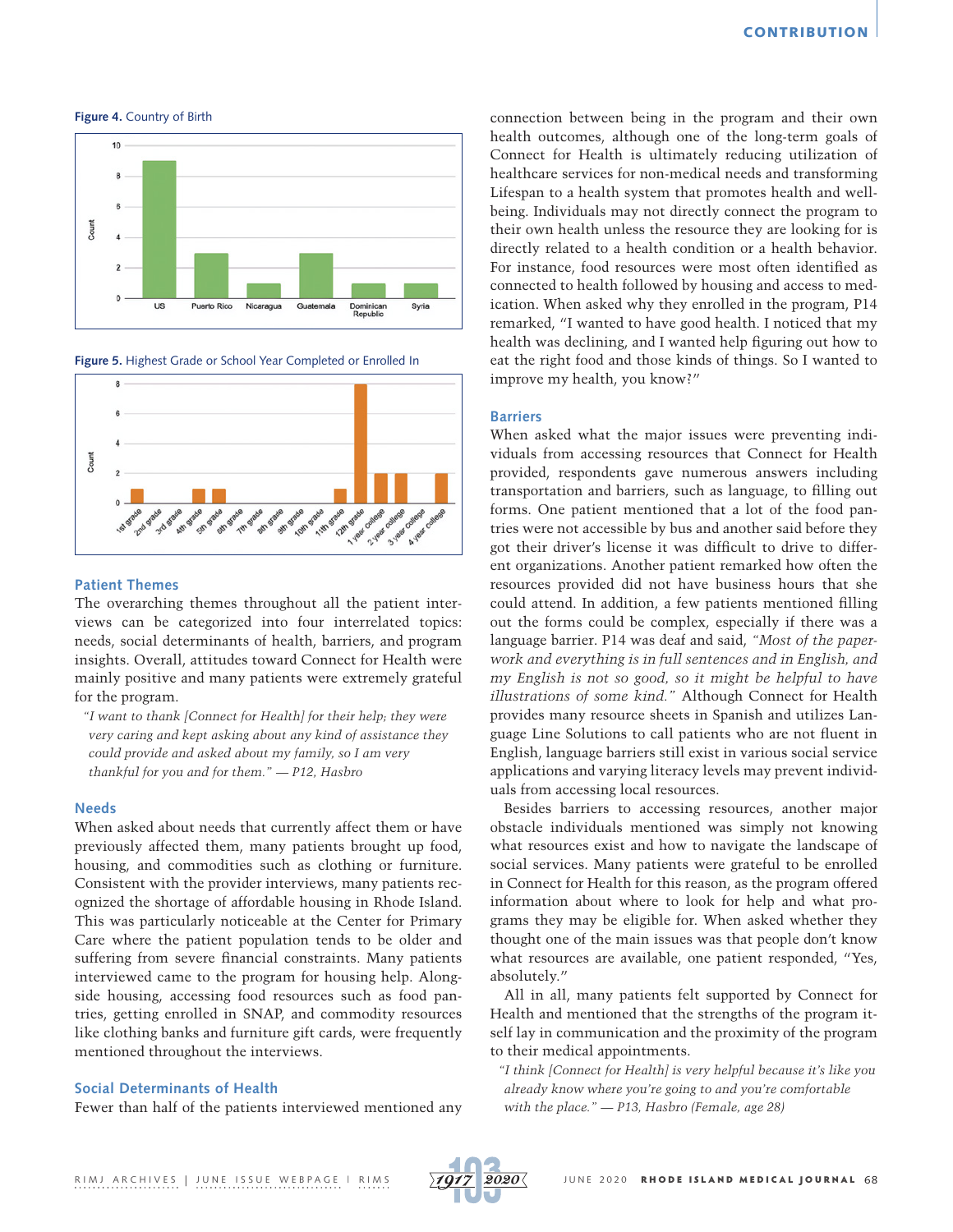Figure 4. Country of Birth

Figure 5. Highest Grade or School Year Completed or Enrolled In

### Patient Themes

The overarching themes throughout all the patient interviews can be categorized into four interrelated topics: needs, social determinants of health, barriers, and program insights. Overall, attitudes toward Connect for Health were mainly positive and many patients were extremely grateful for the program.

> *"I want to thank [Connect for Health] for their help; they were very caring and kept asking about any kind of assistance they could provide and asked about my family, so I am very thankful for you and for them."* — P12, Hasbro

### Needs

When asked about needs that currently affect them or have previously affected them, many patients brought up food, housing, and commodities such as clothing or furniture. Consistent with the provider interviews, many patients recognized the shortage of affordable housing in Rhode Island. This was particularly noticeable at the Center for Primary Care where the patient population tends to be older and suffering from severe financial constraints. Many patients interviewed came to the program for housing help. Alongside housing, accessing food resources such as food pantries, getting enrolled in SNAP, and commodity resources like clothing banks and furniture gift cards, were frequently mentioned throughout the interviews.

### Social Determinants of Health

Fewer than half of the patients interviewed mentioned any connection between being in the program and their own health outcomes, although one of the long-term goals of Connect for Health is ultimately reducing utilization of healthcare services for non-medical needs and transforming Lifespan to a health system that promotes health and well-being. Individuals may not directly connect the program to their own health unless the resource they are looking for is directly related to a health condition or a health behavior. For instance, food resources were most often identified as connected to health followed by housing and access to medication. When asked why they enrolled in the program, P14 remarked, "I wanted to have good health. I noticed that my health was declining, and I wanted help figuring out how to eat the right food and those kinds of things. So I wanted to improve my health, you know?"

### Barriers

When asked what the major issues were preventing individuals from accessing resources that Connect for Health provided, respondents gave numerous answers including transportation and barriers, such as language, to filling out forms. One patient mentioned that a lot of the food pantries were not accessible by bus and another said before they got their driver's license it was difficult to drive to different organizations. Another patient remarked how often the resources provided did not have business hours that she could attend. In addition, a few patients mentioned filling out the forms could be complex, especially if there was a language barrier. P14 was deaf and said, *"Most of the paperwork and everything is in full sentences and in English, and my English is not so good, so it might be helpful to have illustrations of some kind."* Although Connect for Health provides many resource sheets in Spanish and utilizes Language Line Solutions to call patients who are not fluent in English, language barriers still exist in various social service applications and varying literacy levels may prevent individuals from accessing local resources.

Besides barriers to accessing resources, another major obstacle individuals mentioned was simply not knowing what resources exist and how to navigate the landscape of social services. Many patients were grateful to be enrolled in Connect for Health for this reason, as the program offered information about where to look for help and what programs they may be eligible for. When asked whether they thought one of the main issues was that people don't know what resources are available, one patient responded, "Yes, absolutely."

All in all, many patients felt supported by Connect for Health and mentioned that the strengths of the program itself lay in communication and the proximity of the program to their medical appointments.

> *"I think [Connect for Health] is very helpful because it's like you already know where you're going to and you're comfortable with the place."* — P13, Hasbro (Female, age 28)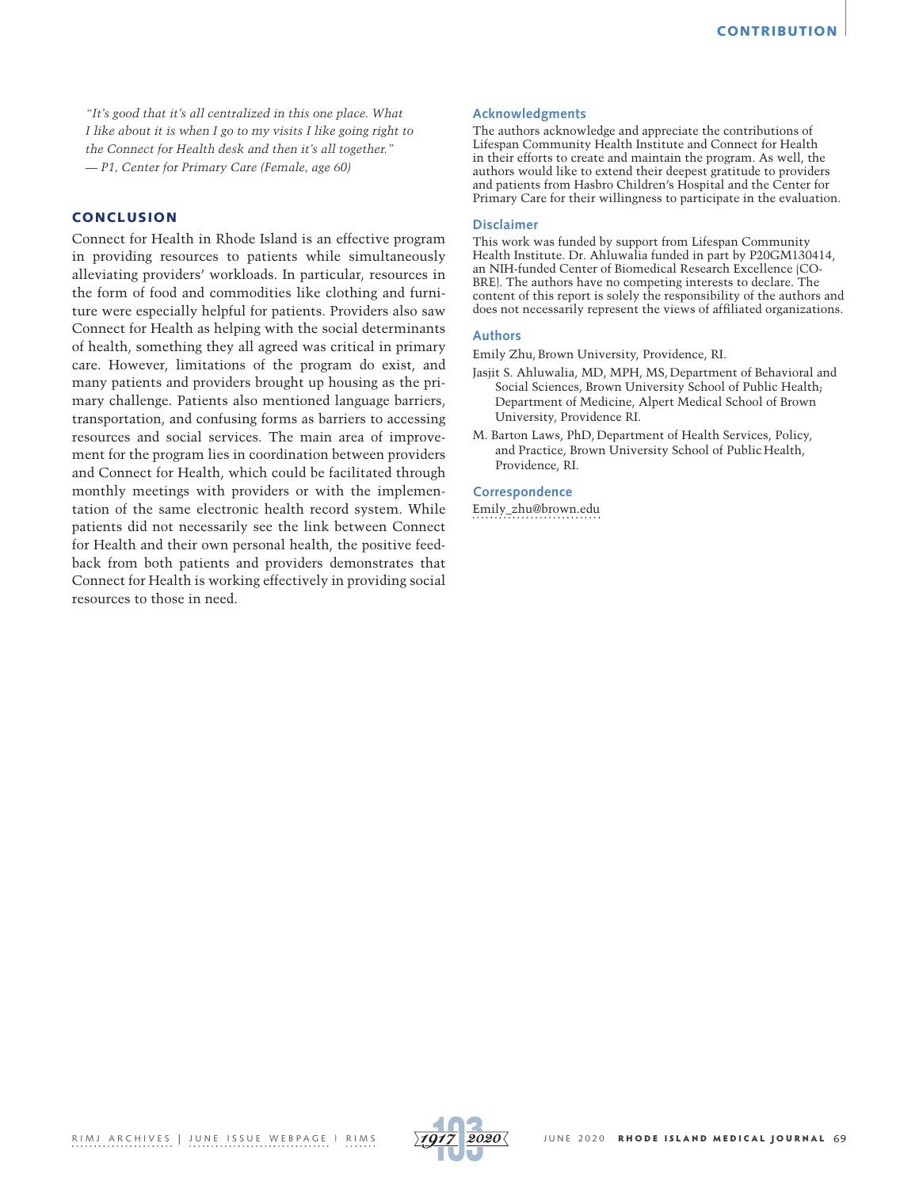*"It's good that it's all centralized in this one place. What I like about it is when I go to my visits I like going right to the Connect for Health desk and then it's all together."*
*— P1, Center for Primary Care (Female, age 60)*

## CONCLUSION

Connect for Health in Rhode Island is an effective program in providing resources to patients while simultaneously alleviating providers' workloads. In particular, resources in the form of food and commodities like clothing and furniture were especially helpful for patients. Providers also saw Connect for Health as helping with the social determinants of health, something they all agreed was critical in primary care. However, limitations of the program do exist, and many patients and providers brought up housing as the primary challenge. Patients also mentioned language barriers, transportation, and confusing forms as barriers to accessing resources and social services. The main area of improvement for the program lies in coordination between providers and Connect for Health, which could be facilitated through monthly meetings with providers or with the implementation of the same electronic health record system. While patients did not necessarily see the link between Connect for Health and their own personal health, the positive feedback from both patients and providers demonstrates that Connect for Health is working effectively in providing social resources to those in need.

### Acknowledgments

The authors acknowledge and appreciate the contributions of Lifespan Community Health Institute and Connect for Health in their efforts to create and maintain the program. As well, the authors would like to extend their deepest gratitude to providers and patients from Hasbro Children's Hospital and the Center for Primary Care for their willingness to participate in the evaluation.

### Disclaimer

This work was funded by support from Lifespan Community Health Institute. Dr. Ahluwalia funded in part by P20GM130414, an NIH-funded Center of Biomedical Research Excellence (COBRE). The authors have no competing interests to declare. The content of this report is solely the responsibility of the authors and does not necessarily represent the views of affiliated organizations.

### Authors

Emily Zhu, Brown University, Providence, RI.

Jasjit S. Ahluwalia, MD, MPH, MS, Department of Behavioral and Social Sciences, Brown University School of Public Health; Department of Medicine, Alpert Medical School of Brown University, Providence RI.

M. Barton Laws, PhD, Department of Health Services, Policy, and Practice, Brown University School of Public Health, Providence, RI.

### Correspondence

Emily_zhu@brown.edu